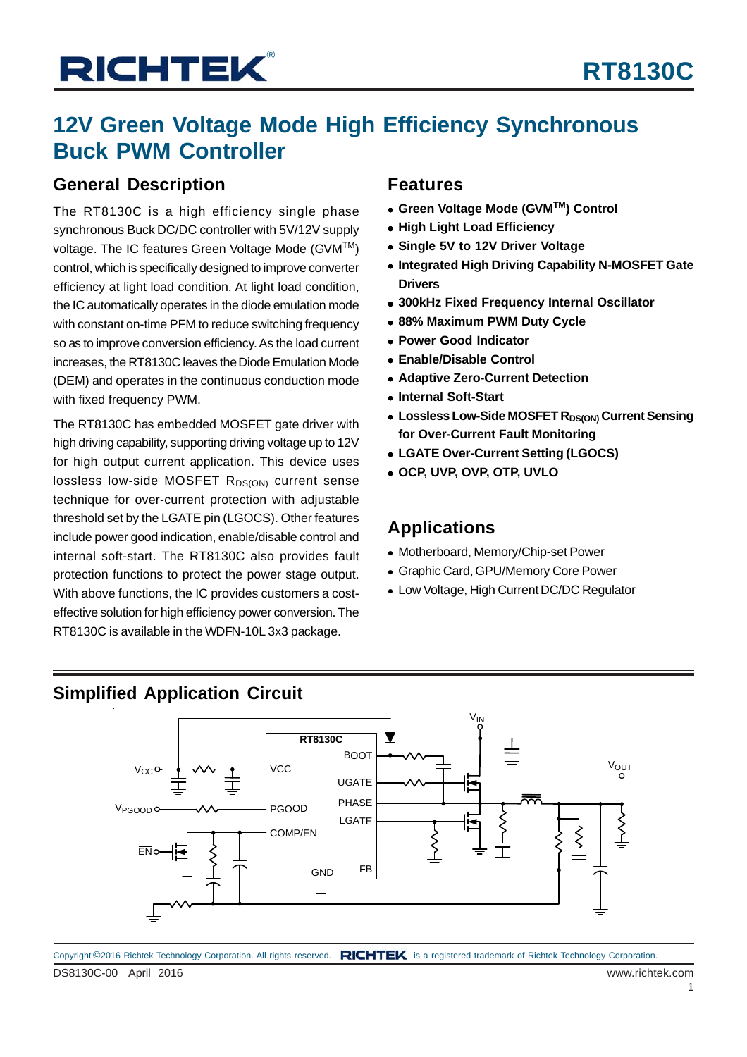# RT8130C

## 12V Green Voltage Mode High Efficiency Synchronous Buck PWM Controller

### General Description

The RT8130C is a high efficiency single phase synchronous Buck DC/DC controller with 5V/12V supply voltage. The IC features Green Voltage Mode (GVM™) control, which is specifically designed to improve converter efficiency at light load condition. At light load condition, the IC automatically operates in the diode emulation mode with constant on-time PFM to reduce switching frequency so as to improve conversion efficiency. As the load current increases, the RT8130C leaves the Diode Emulation Mode (DEM) and operates in the continuous conduction mode with fixed frequency PWM.

The RT8130C has embedded MOSFET gate driver with high driving capability, supporting driving voltage up to 12V for high output current application. This device uses lossless low-side MOSFET $R_{DS(ON)}$ current sense technique for over-current protection with adjustable threshold set by the LGATE pin (LGOCS). Other features include power good indication, enable/disable control and internal soft-start. The RT8130C also provides fault protection functions to protect the power stage output. With above functions, the IC provides customers a cost-effective solution for high efficiency power conversion. The RT8130C is available in the WDFN-10L 3x3 package.

### Features

- **Green Voltage Mode (GVM™) Control**
- **High Light Load Efficiency**
- **Single 5V to 12V Driver Voltage**
- **Integrated High Driving Capability N-MOSFET Gate Drivers**
- **300kHz Fixed Frequency Internal Oscillator**
- **88% Maximum PWM Duty Cycle**
- **Power Good Indicator**
- **Enable/Disable Control**
- **Adaptive Zero-Current Detection**
- **Internal Soft-Start**
- **Lossless Low-Side MOSFET $R_{DS(ON)}$ Current Sensing for Over-Current Fault Monitoring**
- **LGATE Over-Current Setting (LGOCS)**
- **OCP, UVP, OVP, OTP, UVLO**

### Applications

- Motherboard, Memory/Chip-set Power
- Graphic Card, GPU/Memory Core Power
- Low Voltage, High Current DC/DC Regulator

### Simplified Application Circuit

RT8130C: VCC, PGOOD, COMP/EN, GND, BOOT, UGATE, PHASE, LGATE, FB; $V_{CC}$, $V_{PGOOD}$, $\overline{EN}$, $V_{IN}$, $V_{OUT}$

Copyright ©2016 Richtek Technology Corporation. All rights reserved. RICHTEK is a registered trademark of Richtek Technology Corporation.

DS8130C-00 April 2016 www.richtek.com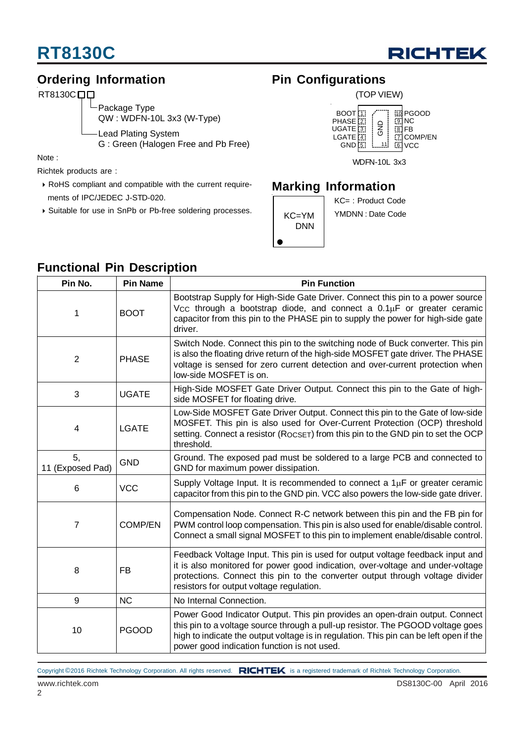## Ordering Information

RT8130C□□

- Package Type
  QW : WDFN-10L 3x3 (W-Type)
- Lead Plating System
  G : Green (Halogen Free and Pb Free)

Note :

Richtek products are :

- RoHS compliant and compatible with the current requirements of IPC/JEDEC J-STD-020.
- Suitable for use in SnPb or Pb-free soldering processes.

## Pin Configurations

(TOP VIEW)

| Left pins | | Right pins |
|---|---|---|
| BOOT 1 | GND (11) | 10 PGOOD |
| PHASE 2 | | 9 NC |
| UGATE 3 | | 8 FB |
| LGATE 4 | | 7 COMP/EN |
| GND 5 | | 6 VCC |

WDFN-10L 3x3

## Marking Information

KC=YM
DNN

KC= : Product Code

YMDNN : Date Code

## Functional Pin Description

| Pin No. | Pin Name | Pin Function |
|---|---|---|
| 1 | BOOT | Bootstrap Supply for High-Side Gate Driver. Connect this pin to a power source $V_{CC}$ through a bootstrap diode, and connect a 0.1μF or greater ceramic capacitor from this pin to the PHASE pin to supply the power for high-side gate driver. |
| 2 | PHASE | Switch Node. Connect this pin to the switching node of Buck converter. This pin is also the floating drive return of the high-side MOSFET gate driver. The PHASE voltage is sensed for zero current detection and over-current protection when low-side MOSFET is on. |
| 3 | UGATE | High-Side MOSFET Gate Driver Output. Connect this pin to the Gate of high-side MOSFET for floating drive. |
| 4 | LGATE | Low-Side MOSFET Gate Driver Output. Connect this pin to the Gate of low-side MOSFET. This pin is also used for Over-Current Protection (OCP) threshold setting. Connect a resistor ($R_{OCSET}$) from this pin to the GND pin to set the OCP threshold. |
| 5, 11 (Exposed Pad) | GND | Ground. The exposed pad must be soldered to a large PCB and connected to GND for maximum power dissipation. |
| 6 | VCC | Supply Voltage Input. It is recommended to connect a 1μF or greater ceramic capacitor from this pin to the GND pin. VCC also powers the low-side gate driver. |
| 7 | COMP/EN | Compensation Node. Connect R-C network between this pin and the FB pin for PWM control loop compensation. This pin is also used for enable/disable control. Connect a small signal MOSFET to this pin to implement enable/disable control. |
| 8 | FB | Feedback Voltage Input. This pin is used for output voltage feedback input and it is also monitored for power good indication, over-voltage and under-voltage protections. Connect this pin to the converter output through voltage divider resistors for output voltage regulation. |
| 9 | NC | No Internal Connection. |
| 10 | PGOOD | Power Good Indicator Output. This pin provides an open-drain output. Connect this pin to a voltage source through a pull-up resistor. The PGOOD voltage goes high to indicate the output voltage is in regulation. This pin can be left open if the power good indication function is not used. |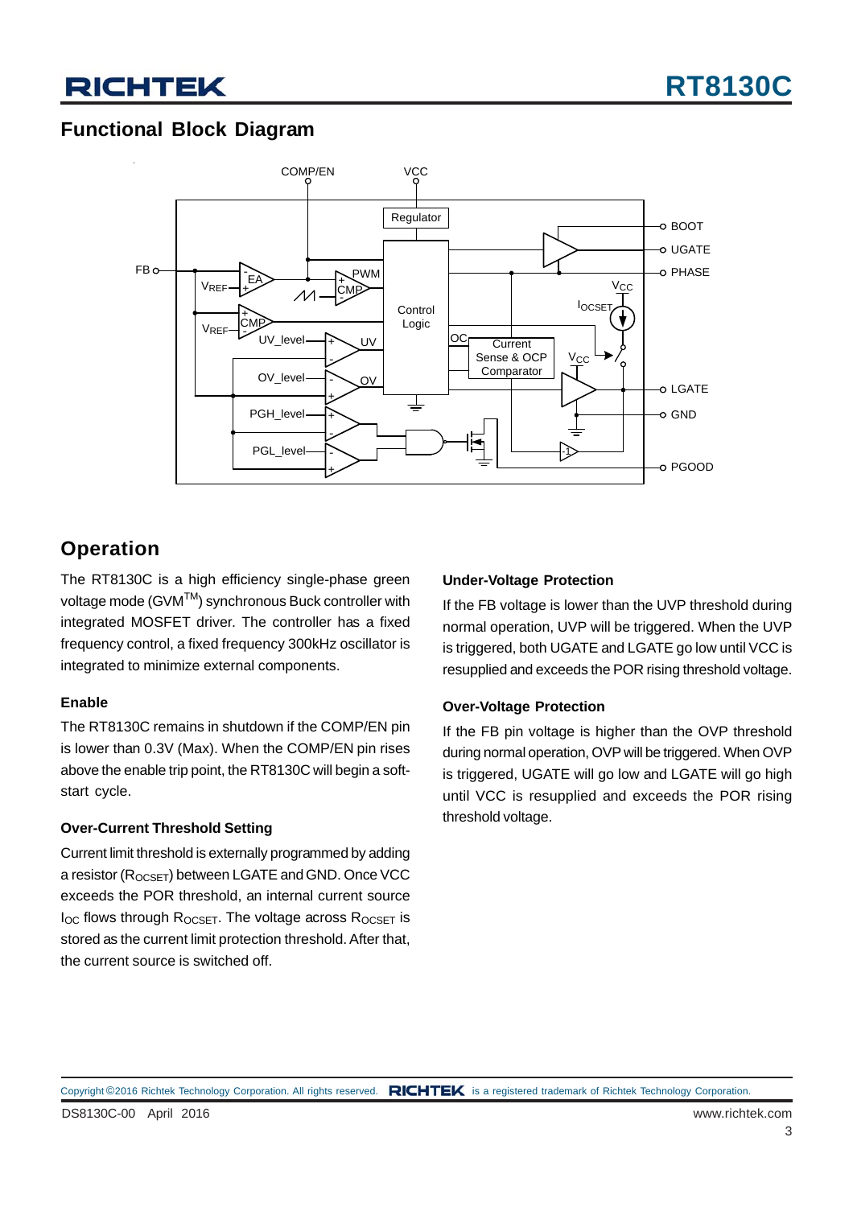## Functional Block Diagram

## Operation

The RT8130C is a high efficiency single-phase green voltage mode (GVM$^{TM}$) synchronous Buck controller with integrated MOSFET driver. The controller has a fixed frequency control, a fixed frequency 300kHz oscillator is integrated to minimize external components.

### Enable

The RT8130C remains in shutdown if the COMP/EN pin is lower than 0.3V (Max). When the COMP/EN pin rises above the enable trip point, the RT8130C will begin a soft-start cycle.

### Over-Current Threshold Setting

Current limit threshold is externally programmed by adding a resistor ($R_{OCSET}$) between LGATE and GND. Once VCC exceeds the POR threshold, an internal current source $I_{OC}$ flows through $R_{OCSET}$. The voltage across $R_{OCSET}$ is stored as the current limit protection threshold. After that, the current source is switched off.

### Under-Voltage Protection

If the FB voltage is lower than the UVP threshold during normal operation, UVP will be triggered. When the UVP is triggered, both UGATE and LGATE go low until VCC is resupplied and exceeds the POR rising threshold voltage.

### Over-Voltage Protection

If the FB pin voltage is higher than the OVP threshold during normal operation, OVP will be triggered. When OVP is triggered, UGATE will go low and LGATE will go high until VCC is resupplied and exceeds the POR rising threshold voltage.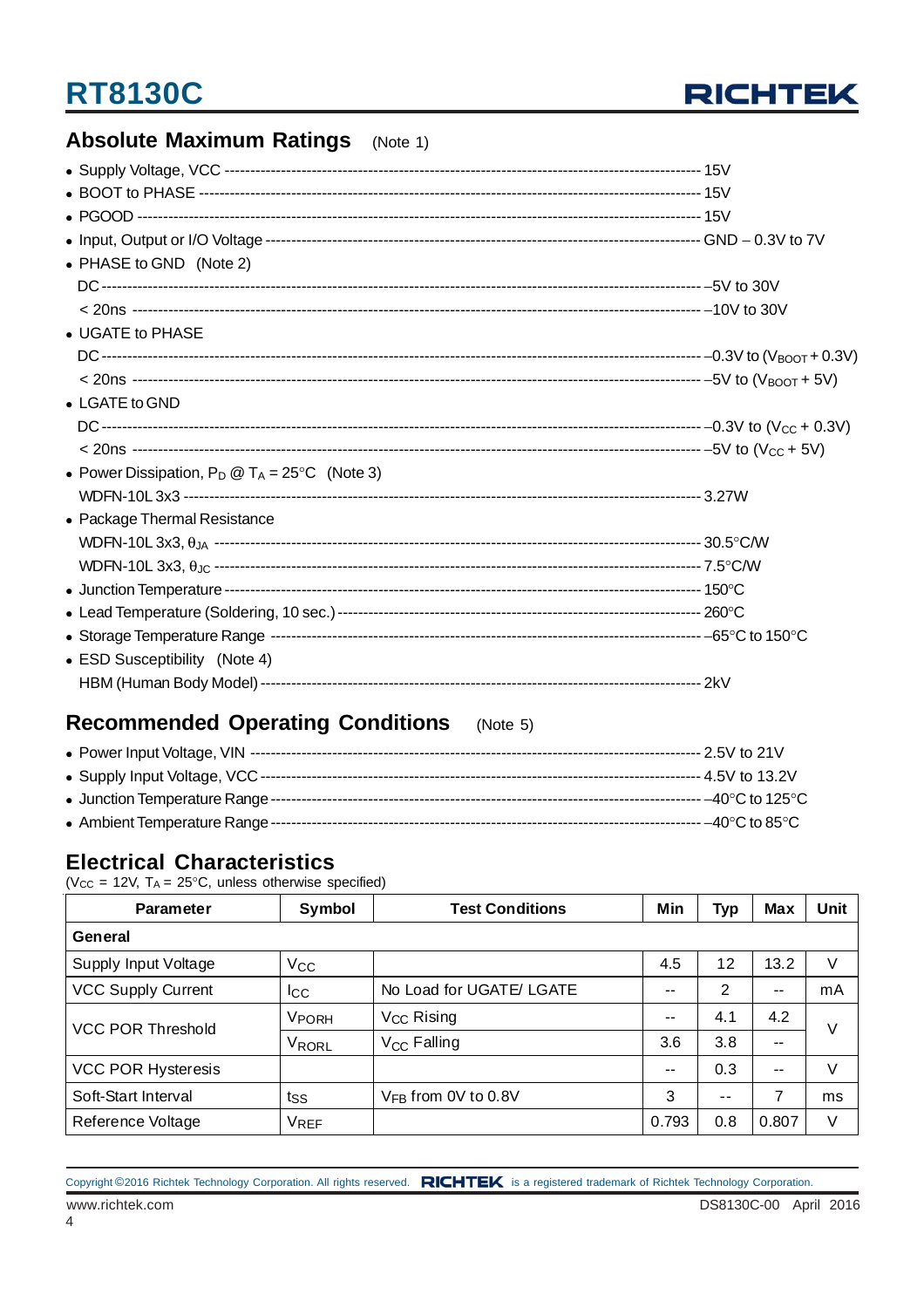## Absolute Maximum Ratings (Note 1)

- Supply Voltage, VCC ---------------------------------------------------------------------------------------- 15V
- BOOT to PHASE ------------------------------------------------------------------------------------------------ 15V
- PGOOD ------------------------------------------------------------------------------------------------------------ 15V
- Input, Output or I/O Voltage ----------------------------------------------------------------------------------- GND − 0.3V to 7V
- PHASE to GND (Note 2)
  - DC ----------------------------------------------------------------------------------------------------------------- −5V to 30V
  - < 20ns ------------------------------------------------------------------------------------------------------------ −10V to 30V
- UGATE to PHASE
  - DC ----------------------------------------------------------------------------------------------------------------- −0.3V to ($V_{BOOT}$ + 0.3V)
  - < 20ns ------------------------------------------------------------------------------------------------------------ −5V to ($V_{BOOT}$ + 5V)
- LGATE to GND
  - DC ----------------------------------------------------------------------------------------------------------------- −0.3V to ($V_{CC}$ + 0.3V)
  - < 20ns ------------------------------------------------------------------------------------------------------------ −5V to ($V_{CC}$ + 5V)
- Power Dissipation, $P_D$ @ $T_A$ = 25°C (Note 3)
  - WDFN-10L 3x3 ------------------------------------------------------------------------------------------------ 3.27W
- Package Thermal Resistance
  - WDFN-10L 3x3, $\theta_{JA}$ ---------------------------------------------------------------------------------- 30.5°C/W
  - WDFN-10L 3x3, $\theta_{JC}$ ---------------------------------------------------------------------------------- 7.5°C/W
- Junction Temperature ------------------------------------------------------------------------------------------ 150°C
- Lead Temperature (Soldering, 10 sec.) ---------------------------------------------------------------------- 260°C
- Storage Temperature Range ---------------------------------------------------------------------------------- −65°C to 150°C
- ESD Susceptibility (Note 4)
  - HBM (Human Body Model) ------------------------------------------------------------------------------------ 2kV

## Recommended Operating Conditions (Note 5)

- Power Input Voltage, VIN ------------------------------------------------------------------------------------- 2.5V to 21V
- Supply Input Voltage, VCC ------------------------------------------------------------------------------------ 4.5V to 13.2V
- Junction Temperature Range --------------------------------------------------------------------------------- −40°C to 125°C
- Ambient Temperature Range --------------------------------------------------------------------------------- −40°C to 85°C

## Electrical Characteristics

($V_{CC}$ = 12V, $T_A$ = 25°C, unless otherwise specified)

| Parameter | Symbol | Test Conditions | Min | Typ | Max | Unit |
|---|---|---|---|---|---|---|
| **General** | | | | | | |
| Supply Input Voltage | $V_{CC}$ | | 4.5 | 12 | 13.2 | V |
| VCC Supply Current | $I_{CC}$ | No Load for UGATE/ LGATE | -- | 2 | -- | mA |
| VCC POR Threshold | $V_{PORH}$ | $V_{CC}$ Rising | -- | 4.1 | 4.2 | V |
| | $V_{PORL}$ | $V_{CC}$ Falling | 3.6 | 3.8 | -- | V |
| VCC POR Hysteresis | | | -- | 0.3 | -- | V |
| Soft-Start Interval | $t_{SS}$ | $V_{FB}$ from 0V to 0.8V | 3 | -- | 7 | ms |
| Reference Voltage | $V_{REF}$ | | 0.793 | 0.8 | 0.807 | V |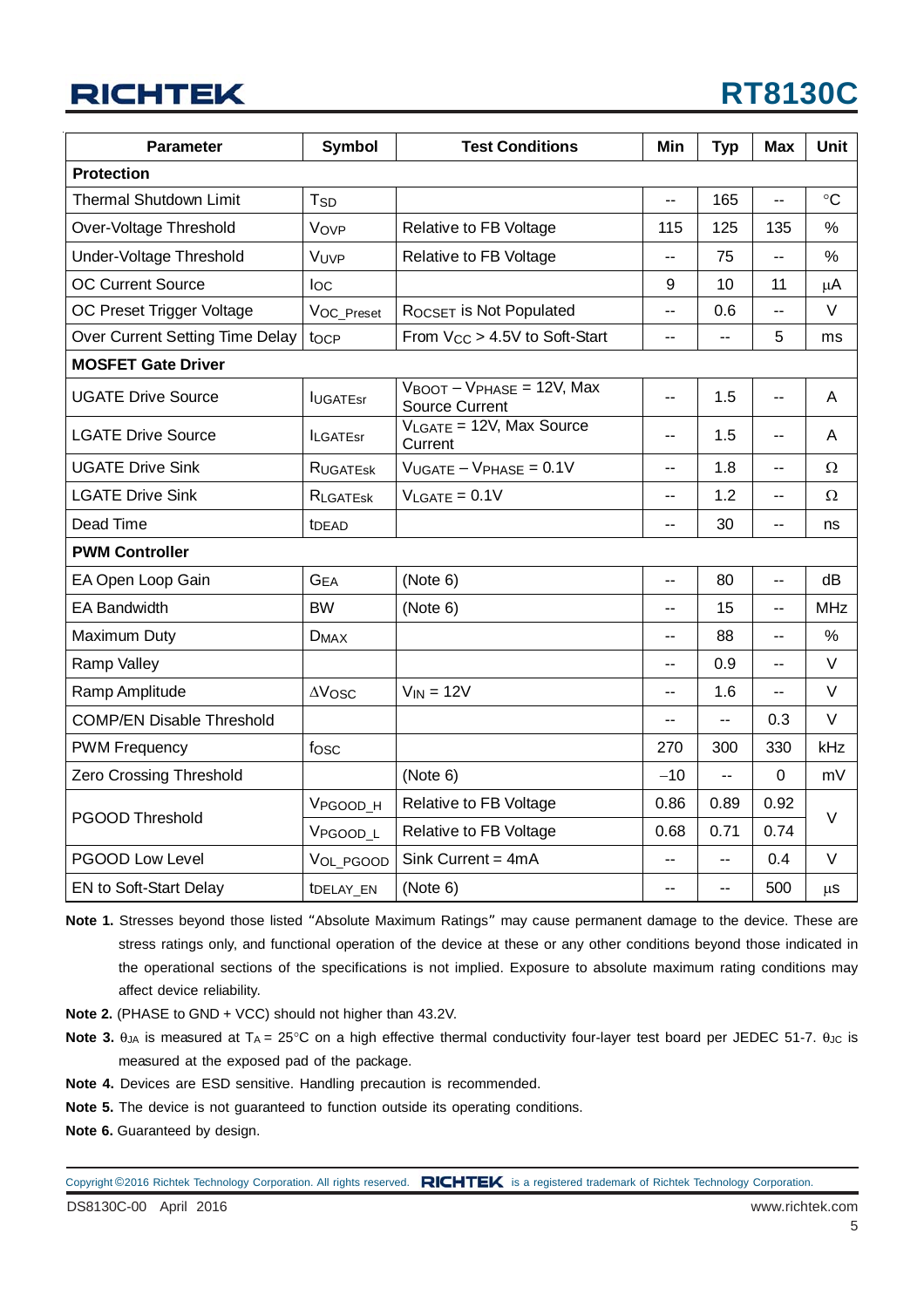| Parameter | Symbol | Test Conditions | Min | Typ | Max | Unit |
|---|---|---|---|---|---|---|
| **Protection** | | | | | | |
| Thermal Shutdown Limit | $T_{SD}$ | | -- | 165 | -- | °C |
| Over-Voltage Threshold | $V_{OVP}$ | Relative to FB Voltage | 115 | 125 | 135 | % |
| Under-Voltage Threshold | $V_{UVP}$ | Relative to FB Voltage | -- | 75 | -- | % |
| OC Current Source | $I_{OC}$ | | 9 | 10 | 11 | μA |
| OC Preset Trigger Voltage | $V_{OC\_Preset}$ | $R_{OCSET}$ is Not Populated | -- | 0.6 | -- | V |
| Over Current Setting Time Delay | $t_{OCP}$ | From $V_{CC}$ > 4.5V to Soft-Start | -- | -- | 5 | ms |
| **MOSFET Gate Driver** | | | | | | |
| UGATE Drive Source | $I_{UGATEsr}$ | $V_{BOOT} - V_{PHASE}$ = 12V, Max Source Current | -- | 1.5 | -- | A |
| LGATE Drive Source | $I_{LGATEsr}$ | $V_{LGATE}$ = 12V, Max Source Current | -- | 1.5 | -- | A |
| UGATE Drive Sink | $R_{UGATEsk}$ | $V_{UGATE} - V_{PHASE}$ = 0.1V | -- | 1.8 | -- | Ω |
| LGATE Drive Sink | $R_{LGATEsk}$ | $V_{LGATE}$ = 0.1V | -- | 1.2 | -- | Ω |
| Dead Time | $t_{DEAD}$ | | -- | 30 | -- | ns |
| **PWM Controller** | | | | | | |
| EA Open Loop Gain | $G_{EA}$ | (Note 6) | -- | 80 | -- | dB |
| EA Bandwidth | BW | (Note 6) | -- | 15 | -- | MHz |
| Maximum Duty | $D_{MAX}$ | | -- | 88 | -- | % |
| Ramp Valley | | | -- | 0.9 | -- | V |
| Ramp Amplitude | $\Delta V_{OSC}$ | $V_{IN}$ = 12V | -- | 1.6 | -- | V |
| COMP/EN Disable Threshold | | | -- | -- | 0.3 | V |
| PWM Frequency | $f_{OSC}$ | | 270 | 300 | 330 | kHz |
| Zero Crossing Threshold | | (Note 6) | −10 | -- | 0 | mV |
| PGOOD Threshold | $V_{PGOOD\_H}$ | Relative to FB Voltage | 0.86 | 0.89 | 0.92 | V |
| | $V_{PGOOD\_L}$ | Relative to FB Voltage | 0.68 | 0.71 | 0.74 | V |
| PGOOD Low Level | $V_{OL\_PGOOD}$ | Sink Current = 4mA | -- | -- | 0.4 | V |
| EN to Soft-Start Delay | $t_{DELAY\_EN}$ | (Note 6) | -- | -- | 500 | μs |

**Note 1.** Stresses beyond those listed "Absolute Maximum Ratings" may cause permanent damage to the device. These are stress ratings only, and functional operation of the device at these or any other conditions beyond those indicated in the operational sections of the specifications is not implied. Exposure to absolute maximum rating conditions may affect device reliability.

**Note 2.** (PHASE to GND + VCC) should not higher than 43.2V.

**Note 3.** $\theta_{JA}$ is measured at $T_A$ = 25°C on a high effective thermal conductivity four-layer test board per JEDEC 51-7. $\theta_{JC}$ is measured at the exposed pad of the package.

**Note 4.** Devices are ESD sensitive. Handling precaution is recommended.

**Note 5.** The device is not guaranteed to function outside its operating conditions.

**Note 6.** Guaranteed by design.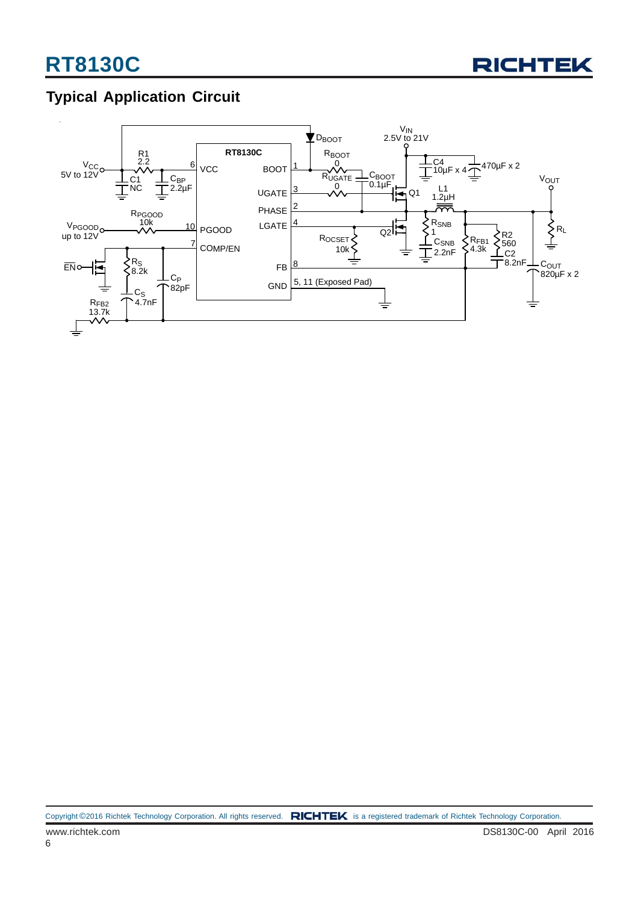## Typical Application Circuit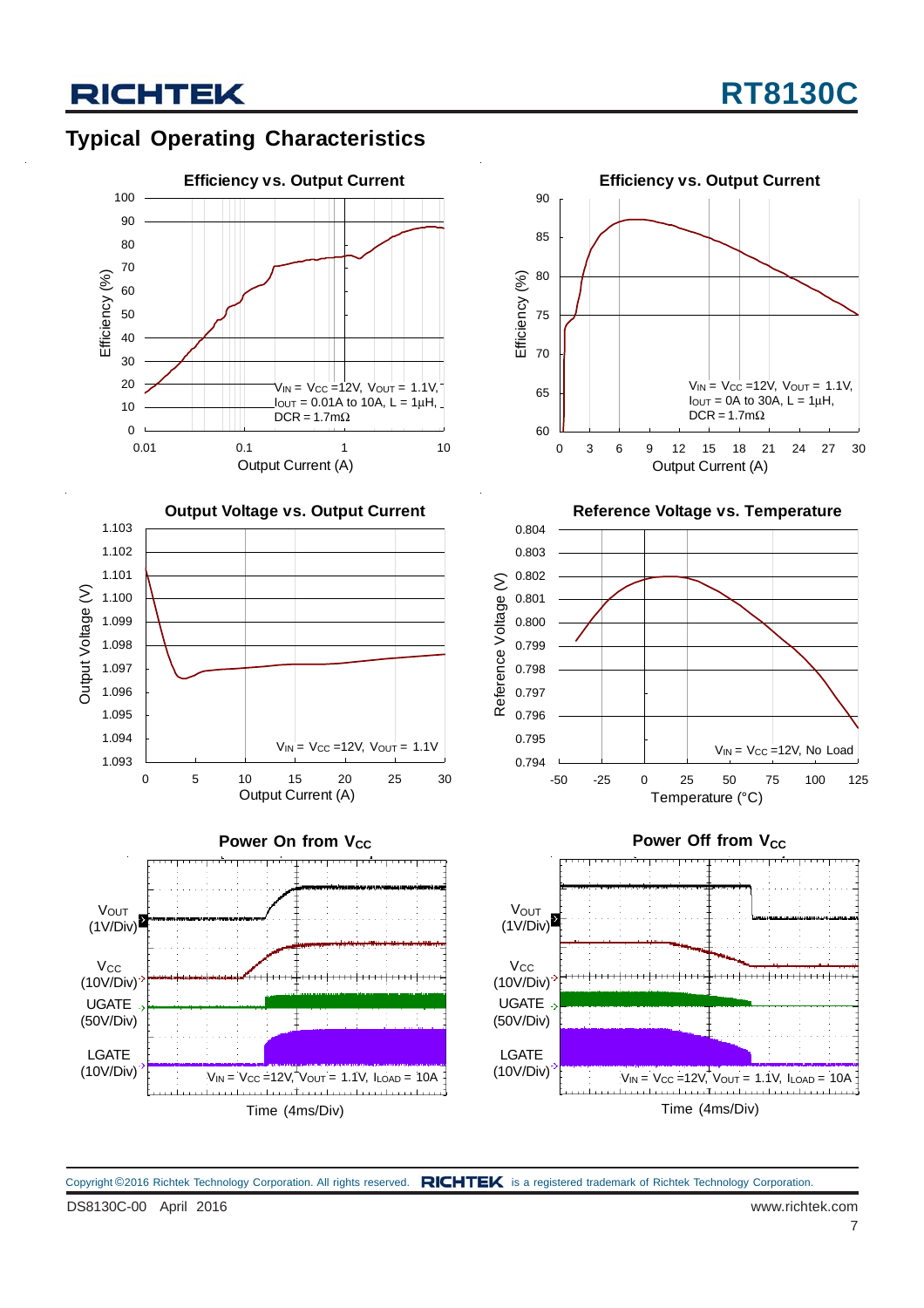## Typical Operating Characteristics

**Efficiency vs. Output Current**

Efficiency (%) vs. Output Current (A)

$V_{IN} = V_{CC} = 12V$, $V_{OUT} = 1.1V$, $I_{OUT} = 0.01A$ to $10A$, $L = 1\mu H$, $DCR = 1.7m\Omega$

**Efficiency vs. Output Current**

Efficiency (%) vs. Output Current (A)

$V_{IN} = V_{CC} = 12V$, $V_{OUT} = 1.1V$, $I_{OUT} = 0A$ to $30A$, $L = 1\mu H$, $DCR = 1.7m\Omega$

**Output Voltage vs. Output Current**

Output Voltage (V) vs. Output Current (A)

$V_{IN} = V_{CC} = 12V$, $V_{OUT} = 1.1V$

**Reference Voltage vs. Temperature**

Reference Voltage (V) vs. Temperature (°C)

$V_{IN} = V_{CC} = 12V$, No Load

**Power On from $V_{CC}$**

$V_{OUT}$ (1V/Div), $V_{CC}$ (10V/Div), UGATE (50V/Div), LGATE (10V/Div)

$V_{IN} = V_{CC} = 12V$, $V_{OUT} = 1.1V$, $I_{LOAD} = 10A$

Time (4ms/Div)

**Power Off from $V_{CC}$**

$V_{OUT}$ (1V/Div), $V_{CC}$ (10V/Div), UGATE (50V/Div), LGATE (10V/Div)

$V_{IN} = V_{CC} = 12V$, $V_{OUT} = 1.1V$, $I_{LOAD} = 10A$

Time (4ms/Div)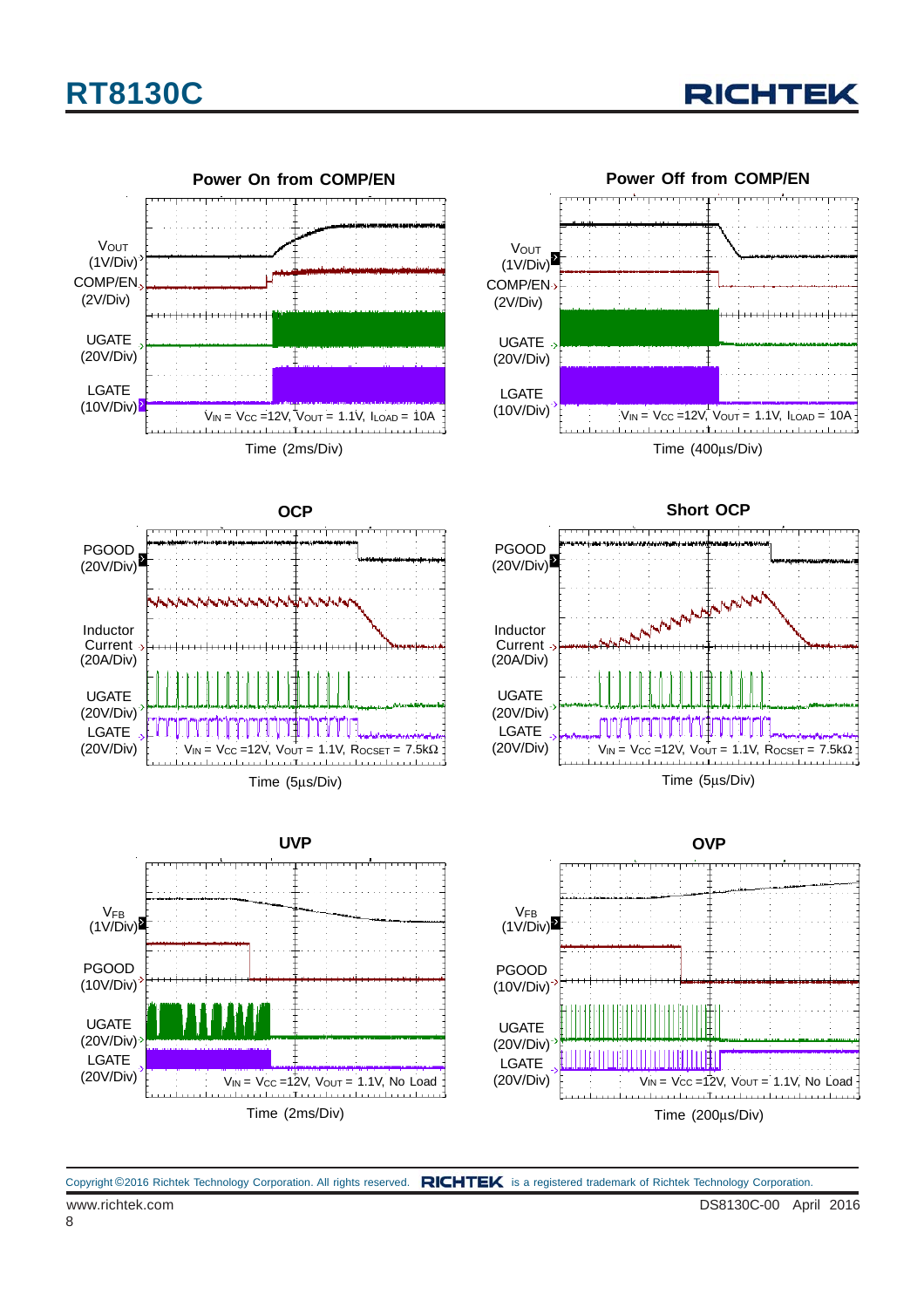**Power On from COMP/EN**

$V_{OUT}$ (1V/Div)

COMP/EN (2V/Div)

UGATE (20V/Div)

LGATE (10V/Div)

$V_{IN}$ = $V_{CC}$ =12V, $V_{OUT}$ = 1.1V, $I_{LOAD}$ = 10A

Time (2ms/Div)

**Power Off from COMP/EN**

$V_{OUT}$ (1V/Div)

COMP/EN (2V/Div)

UGATE (20V/Div)

LGATE (10V/Div)

$V_{IN}$ = $V_{CC}$ =12V, $V_{OUT}$ = 1.1V, $I_{LOAD}$ = 10A

Time (400μs/Div)

**OCP**

PGOOD (20V/Div)

Inductor Current (20A/Div)

UGATE (20V/Div)

LGATE (20V/Div)

$V_{IN}$ = $V_{CC}$ =12V, $V_{OUT}$ = 1.1V, $R_{OCSET}$ = 7.5kΩ

Time (5μs/Div)

**Short OCP**

PGOOD (20V/Div)

Inductor Current (20A/Div)

UGATE (20V/Div)

LGATE (20V/Div)

$V_{IN}$ = $V_{CC}$ =12V, $V_{OUT}$ = 1.1V, $R_{OCSET}$ = 7.5kΩ

Time (5μs/Div)

**UVP**

$V_{FB}$ (1V/Div)

PGOOD (10V/Div)

UGATE (20V/Div)

LGATE (20V/Div)

$V_{IN}$ = $V_{CC}$ =12V, $V_{OUT}$ = 1.1V, No Load

Time (2ms/Div)

**OVP**

$V_{FB}$ (1V/Div)

PGOOD (10V/Div)

UGATE (20V/Div)

LGATE (20V/Div)

$V_{IN}$ = $V_{CC}$ =12V, $V_{OUT}$ = 1.1V, No Load

Time (200μs/Div)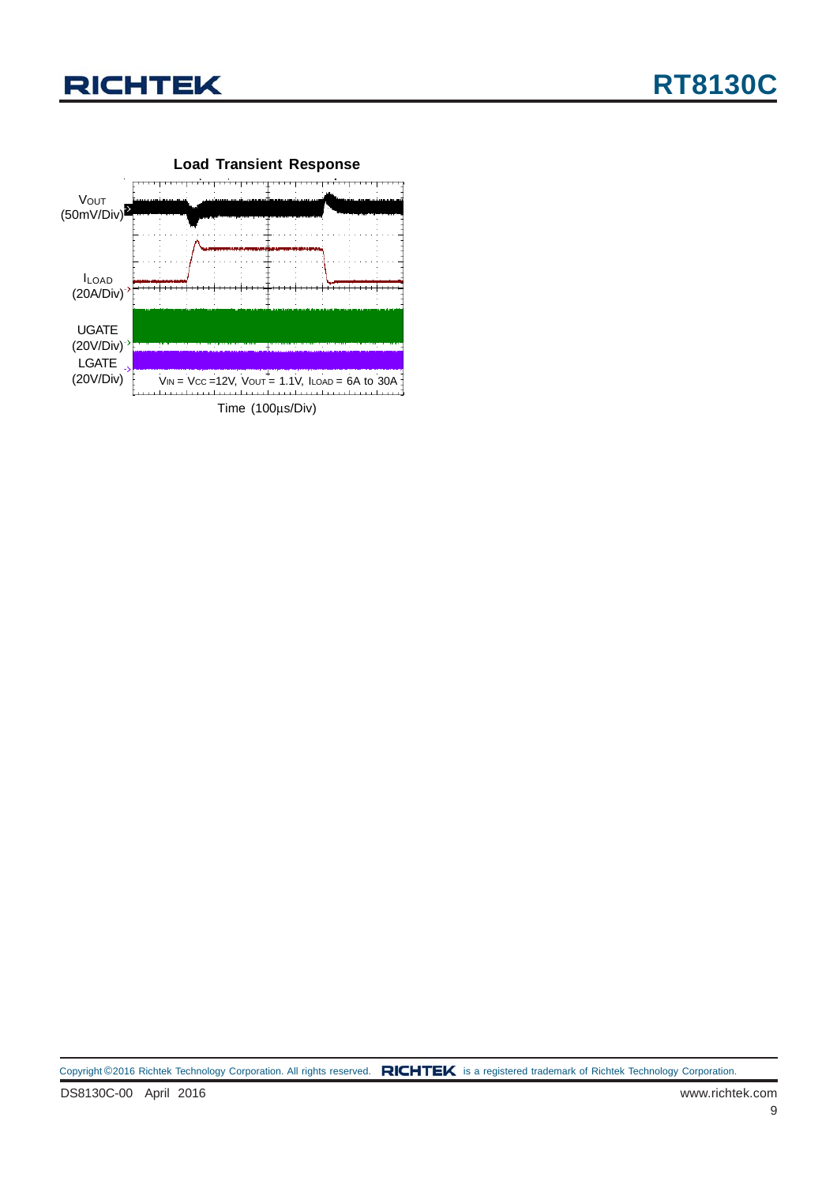**Load Transient Response**

$V_{OUT}$ (50mV/Div)

$I_{LOAD}$ (20A/Div)

UGATE (20V/Div)

LGATE (20V/Div)

$V_{IN}$ = $V_{CC}$ =12V, $V_{OUT}$ = 1.1V, $I_{LOAD}$ = 6A to 30A

Time (100μs/Div)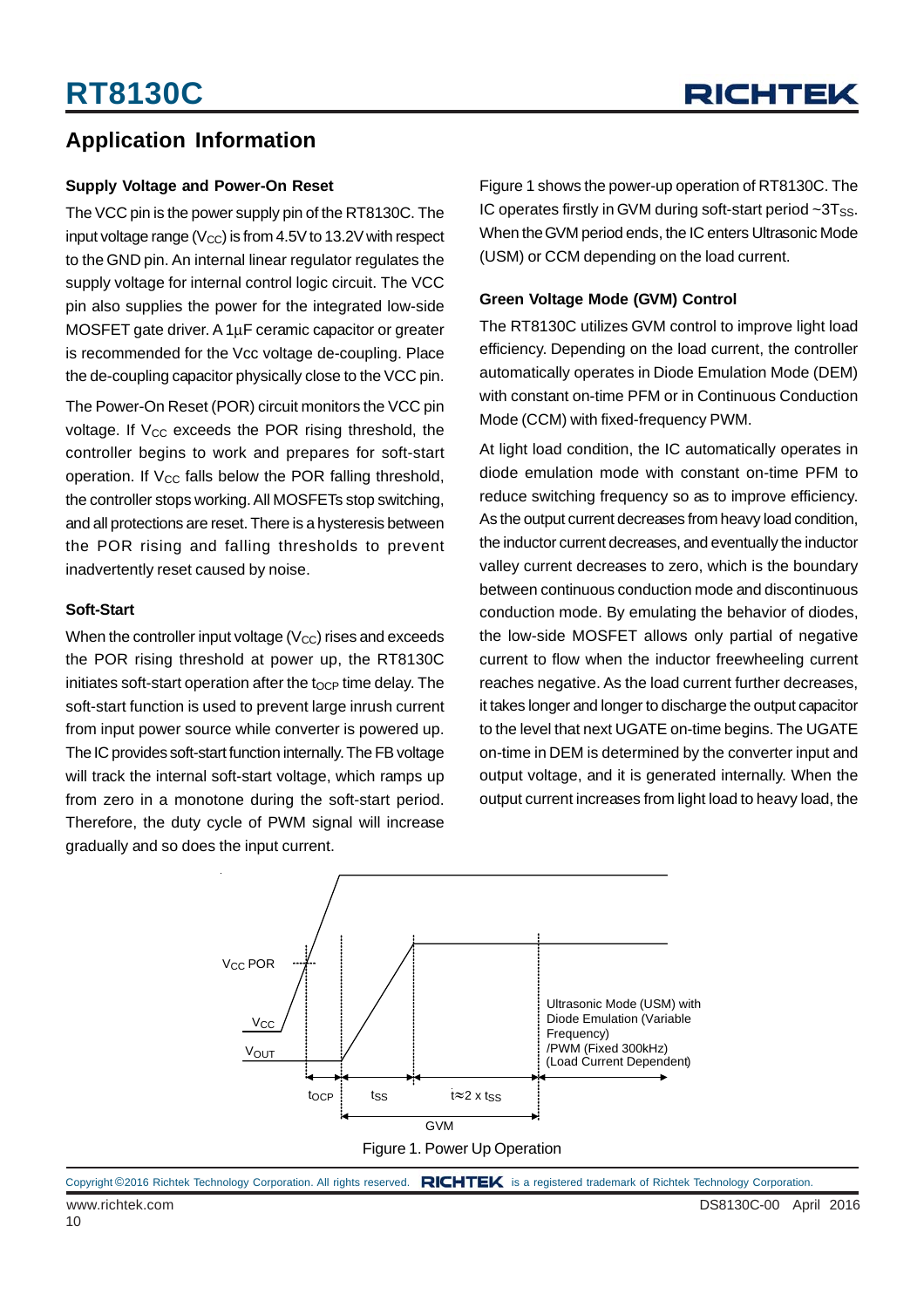## Application Information

### Supply Voltage and Power-On Reset

The VCC pin is the power supply pin of the RT8130C. The input voltage range ($V_{CC}$) is from 4.5V to 13.2V with respect to the GND pin. An internal linear regulator regulates the supply voltage for internal control logic circuit. The VCC pin also supplies the power for the integrated low-side MOSFET gate driver. A 1μF ceramic capacitor or greater is recommended for the Vcc voltage de-coupling. Place the de-coupling capacitor physically close to the VCC pin.

The Power-On Reset (POR) circuit monitors the VCC pin voltage. If $V_{CC}$ exceeds the POR rising threshold, the controller begins to work and prepares for soft-start operation. If $V_{CC}$ falls below the POR falling threshold, the controller stops working. All MOSFETs stop switching, and all protections are reset. There is a hysteresis between the POR rising and falling thresholds to prevent inadvertently reset caused by noise.

### Soft-Start

When the controller input voltage ($V_{CC}$) rises and exceeds the POR rising threshold at power up, the RT8130C initiates soft-start operation after the $t_{OCP}$ time delay. The soft-start function is used to prevent large inrush current from input power source while converter is powered up. The IC provides soft-start function internally. The FB voltage will track the internal soft-start voltage, which ramps up from zero in a monotone during the soft-start period. Therefore, the duty cycle of PWM signal will increase gradually and so does the input current.

Figure 1 shows the power-up operation of RT8130C. The IC operates firstly in GVM during soft-start period ~3$T_{SS}$. When the GVM period ends, the IC enters Ultrasonic Mode (USM) or CCM depending on the load current.

### Green Voltage Mode (GVM) Control

The RT8130C utilizes GVM control to improve light load efficiency. Depending on the load current, the controller automatically operates in Diode Emulation Mode (DEM) with constant on-time PFM or in Continuous Conduction Mode (CCM) with fixed-frequency PWM.

At light load condition, the IC automatically operates in diode emulation mode with constant on-time PFM to reduce switching frequency so as to improve efficiency. As the output current decreases from heavy load condition, the inductor current decreases, and eventually the inductor valley current decreases to zero, which is the boundary between continuous conduction mode and discontinuous conduction mode. By emulating the behavior of diodes, the low-side MOSFET allows only partial of negative current to flow when the inductor freewheeling current reaches negative. As the load current further decreases, it takes longer and longer to discharge the output capacitor to the level that next UGATE on-time begins. The UGATE on-time in DEM is determined by the converter input and output voltage, and it is generated internally. When the output current increases from light load to heavy load, the

$V_{CC}$ POR

$V_{CC}$

$V_{OUT}$

Ultrasonic Mode (USM) with Diode Emulation (Variable Frequency) /PWM (Fixed 300kHz) (Load Current Dependent)

$t_{OCP}$ $t_{SS}$ $t \approx 2 \times t_{SS}$

GVM

Figure 1. Power Up Operation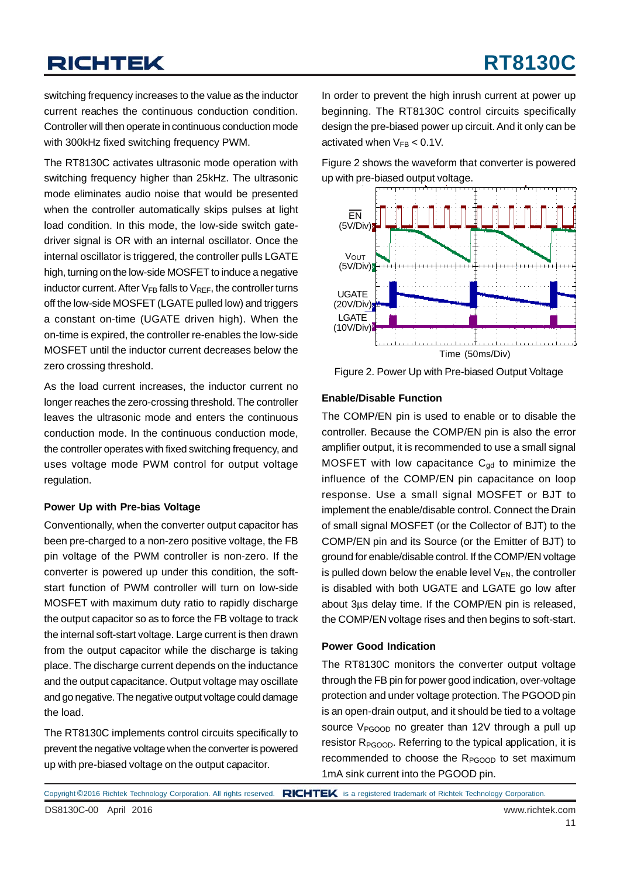switching frequency increases to the value as the inductor current reaches the continuous conduction condition. Controller will then operate in continuous conduction mode with 300kHz fixed switching frequency PWM.

The RT8130C activates ultrasonic mode operation with switching frequency higher than 25kHz. The ultrasonic mode eliminates audio noise that would be presented when the controller automatically skips pulses at light load condition. In this mode, the low-side switch gate-driver signal is OR with an internal oscillator. Once the internal oscillator is triggered, the controller pulls LGATE high, turning on the low-side MOSFET to induce a negative inductor current. After $V_{FB}$ falls to $V_{REF}$, the controller turns off the low-side MOSFET (LGATE pulled low) and triggers a constant on-time (UGATE driven high). When the on-time is expired, the controller re-enables the low-side MOSFET until the inductor current decreases below the zero crossing threshold.

As the load current increases, the inductor current no longer reaches the zero-crossing threshold. The controller leaves the ultrasonic mode and enters the continuous conduction mode. In the continuous conduction mode, the controller operates with fixed switching frequency, and uses voltage mode PWM control for output voltage regulation.

**Power Up with Pre-bias Voltage**

Conventionally, when the converter output capacitor has been pre-charged to a non-zero positive voltage, the FB pin voltage of the PWM controller is non-zero. If the converter is powered up under this condition, the soft-start function of PWM controller will turn on low-side MOSFET with maximum duty ratio to rapidly discharge the output capacitor so as to force the FB voltage to track the internal soft-start voltage. Large current is then drawn from the output capacitor while the discharge is taking place. The discharge current depends on the inductance and the output capacitance. Output voltage may oscillate and go negative. The negative output voltage could damage the load.

The RT8130C implements control circuits specifically to prevent the negative voltage when the converter is powered up with pre-biased voltage on the output capacitor.

In order to prevent the high inrush current at power up beginning. The RT8130C control circuits specifically design the pre-biased power up circuit. And it only can be activated when $V_{FB}$ < 0.1V.

Figure 2 shows the waveform that converter is powered up with pre-biased output voltage.

Figure 2. Power Up with Pre-biased Output Voltage

**Enable/Disable Function**

The COMP/EN pin is used to enable or to disable the controller. Because the COMP/EN pin is also the error amplifier output, it is recommended to use a small signal MOSFET with low capacitance $C_{gd}$ to minimize the influence of the COMP/EN pin capacitance on loop response. Use a small signal MOSFET or BJT to implement the enable/disable control. Connect the Drain of small signal MOSFET (or the Collector of BJT) to the COMP/EN pin and its Source (or the Emitter of BJT) to ground for enable/disable control. If the COMP/EN voltage is pulled down below the enable level $V_{EN}$, the controller is disabled with both UGATE and LGATE go low after about 3μs delay time. If the COMP/EN pin is released, the COMP/EN voltage rises and then begins to soft-start.

**Power Good Indication**

The RT8130C monitors the converter output voltage through the FB pin for power good indication, over-voltage protection and under voltage protection. The PGOOD pin is an open-drain output, and it should be tied to a voltage source $V_{PGOOD}$ no greater than 12V through a pull up resistor $R_{PGOOD}$. Referring to the typical application, it is recommended to choose the $R_{PGOOD}$ to set maximum 1mA sink current into the PGOOD pin.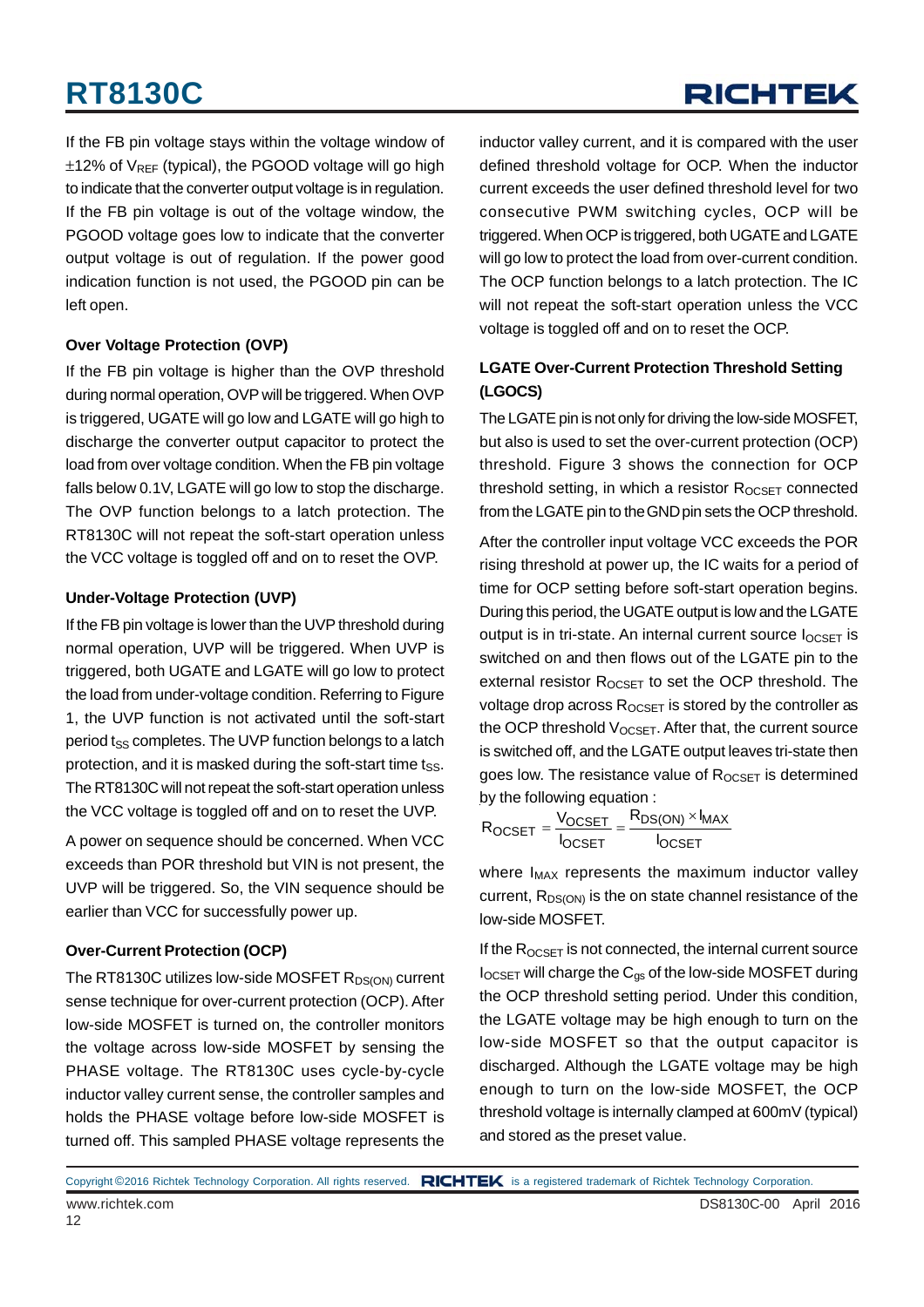If the FB pin voltage stays within the voltage window of ±12% of $V_{REF}$ (typical), the PGOOD voltage will go high to indicate that the converter output voltage is in regulation. If the FB pin voltage is out of the voltage window, the PGOOD voltage goes low to indicate that the converter output voltage is out of regulation. If the power good indication function is not used, the PGOOD pin can be left open.

**Over Voltage Protection (OVP)**

If the FB pin voltage is higher than the OVP threshold during normal operation, OVP will be triggered. When OVP is triggered, UGATE will go low and LGATE will go high to discharge the converter output capacitor to protect the load from over voltage condition. When the FB pin voltage falls below 0.1V, LGATE will go low to stop the discharge. The OVP function belongs to a latch protection. The RT8130C will not repeat the soft-start operation unless the VCC voltage is toggled off and on to reset the OVP.

**Under-Voltage Protection (UVP)**

If the FB pin voltage is lower than the UVP threshold during normal operation, UVP will be triggered. When UVP is triggered, both UGATE and LGATE will go low to protect the load from under-voltage condition. Referring to Figure 1, the UVP function is not activated until the soft-start period $t_{SS}$ completes. The UVP function belongs to a latch protection, and it is masked during the soft-start time $t_{SS}$. The RT8130C will not repeat the soft-start operation unless the VCC voltage is toggled off and on to reset the UVP.

A power on sequence should be concerned. When VCC exceeds than POR threshold but VIN is not present, the UVP will be triggered. So, the VIN sequence should be earlier than VCC for successfully power up.

**Over-Current Protection (OCP)**

The RT8130C utilizes low-side MOSFET $R_{DS(ON)}$ current sense technique for over-current protection (OCP). After low-side MOSFET is turned on, the controller monitors the voltage across low-side MOSFET by sensing the PHASE voltage. The RT8130C uses cycle-by-cycle inductor valley current sense, the controller samples and holds the PHASE voltage before low-side MOSFET is turned off. This sampled PHASE voltage represents the inductor valley current, and it is compared with the user defined threshold voltage for OCP. When the inductor current exceeds the user defined threshold level for two consecutive PWM switching cycles, OCP will be triggered. When OCP is triggered, both UGATE and LGATE will go low to protect the load from over-current condition. The OCP function belongs to a latch protection. The IC will not repeat the soft-start operation unless the VCC voltage is toggled off and on to reset the OCP.

**LGATE Over-Current Protection Threshold Setting (LGOCS)**

The LGATE pin is not only for driving the low-side MOSFET, but also is used to set the over-current protection (OCP) threshold. Figure 3 shows the connection for OCP threshold setting, in which a resistor $R_{OCSET}$ connected from the LGATE pin to the GND pin sets the OCP threshold.

After the controller input voltage VCC exceeds the POR rising threshold at power up, the IC waits for a period of time for OCP setting before soft-start operation begins. During this period, the UGATE output is low and the LGATE output is in tri-state. An internal current source $I_{OCSET}$ is switched on and then flows out of the LGATE pin to the external resistor $R_{OCSET}$ to set the OCP threshold. The voltage drop across $R_{OCSET}$ is stored by the controller as the OCP threshold $V_{OCSET}$. After that, the current source is switched off, and the LGATE output leaves tri-state then goes low. The resistance value of $R_{OCSET}$ is determined by the following equation :

$$R_{OCSET} = \frac{V_{OCSET}}{I_{OCSET}} = \frac{R_{DS(ON)} \times I_{MAX}}{I_{OCSET}}$$

where $I_{MAX}$ represents the maximum inductor valley current, $R_{DS(ON)}$ is the on state channel resistance of the low-side MOSFET.

If the $R_{OCSET}$ is not connected, the internal current source $I_{OCSET}$ will charge the $C_{gs}$ of the low-side MOSFET during the OCP threshold setting period. Under this condition, the LGATE voltage may be high enough to turn on the low-side MOSFET so that the output capacitor is discharged. Although the LGATE voltage may be high enough to turn on the low-side MOSFET, the OCP threshold voltage is internally clamped at 600mV (typical) and stored as the preset value.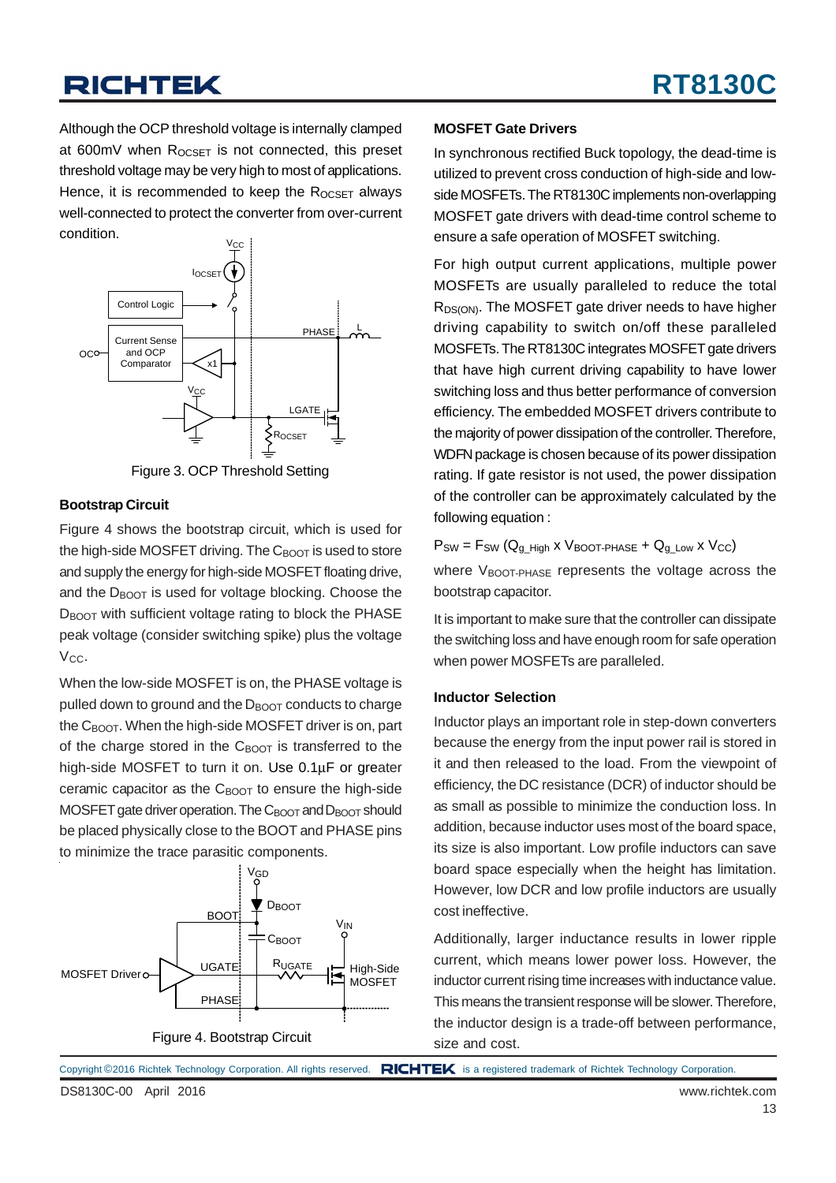Although the OCP threshold voltage is internally clamped at 600mV when $R_{OCSET}$ is not connected, this preset threshold voltage may be very high to most of applications. Hence, it is recommended to keep the $R_{OCSET}$ always well-connected to protect the converter from over-current condition.

Figure 3. OCP Threshold Setting

### Bootstrap Circuit

Figure 4 shows the bootstrap circuit, which is used for the high-side MOSFET driving. The $C_{BOOT}$ is used to store and supply the energy for high-side MOSFET floating drive, and the $D_{BOOT}$ is used for voltage blocking. Choose the $D_{BOOT}$ with sufficient voltage rating to block the PHASE peak voltage (consider switching spike) plus the voltage $V_{CC}$.

When the low-side MOSFET is on, the PHASE voltage is pulled down to ground and the $D_{BOOT}$ conducts to charge the $C_{BOOT}$. When the high-side MOSFET driver is on, part of the charge stored in the $C_{BOOT}$ is transferred to the high-side MOSFET to turn it on. Use 0.1μF or greater ceramic capacitor as the $C_{BOOT}$ to ensure the high-side MOSFET gate driver operation. The $C_{BOOT}$ and $D_{BOOT}$ should be placed physically close to the BOOT and PHASE pins to minimize the trace parasitic components.

Figure 4. Bootstrap Circuit

### MOSFET Gate Drivers

In synchronous rectified Buck topology, the dead-time is utilized to prevent cross conduction of high-side and low-side MOSFETs. The RT8130C implements non-overlapping MOSFET gate drivers with dead-time control scheme to ensure a safe operation of MOSFET switching.

For high output current applications, multiple power MOSFETs are usually paralleled to reduce the total $R_{DS(ON)}$. The MOSFET gate driver needs to have higher driving capability to switch on/off these paralleled MOSFETs. The RT8130C integrates MOSFET gate drivers that have high current driving capability to have lower switching loss and thus better performance of conversion efficiency. The embedded MOSFET drivers contribute to the majority of power dissipation of the controller. Therefore, WDFN package is chosen because of its power dissipation rating. If gate resistor is not used, the power dissipation of the controller can be approximately calculated by the following equation :

$$P_{SW} = F_{SW}\ (Q_{g\_High} \times V_{BOOT\text{-}PHASE} + Q_{g\_Low} \times V_{CC})$$

where $V_{BOOT\text{-}PHASE}$ represents the voltage across the bootstrap capacitor.

It is important to make sure that the controller can dissipate the switching loss and have enough room for safe operation when power MOSFETs are paralleled.

### Inductor Selection

Inductor plays an important role in step-down converters because the energy from the input power rail is stored in it and then released to the load. From the viewpoint of efficiency, the DC resistance (DCR) of inductor should be as small as possible to minimize the conduction loss. In addition, because inductor uses most of the board space, its size is also important. Low profile inductors can save board space especially when the height has limitation. However, low DCR and low profile inductors are usually cost ineffective.

Additionally, larger inductance results in lower ripple current, which means lower power loss. However, the inductor current rising time increases with inductance value. This means the transient response will be slower. Therefore, the inductor design is a trade-off between performance, size and cost.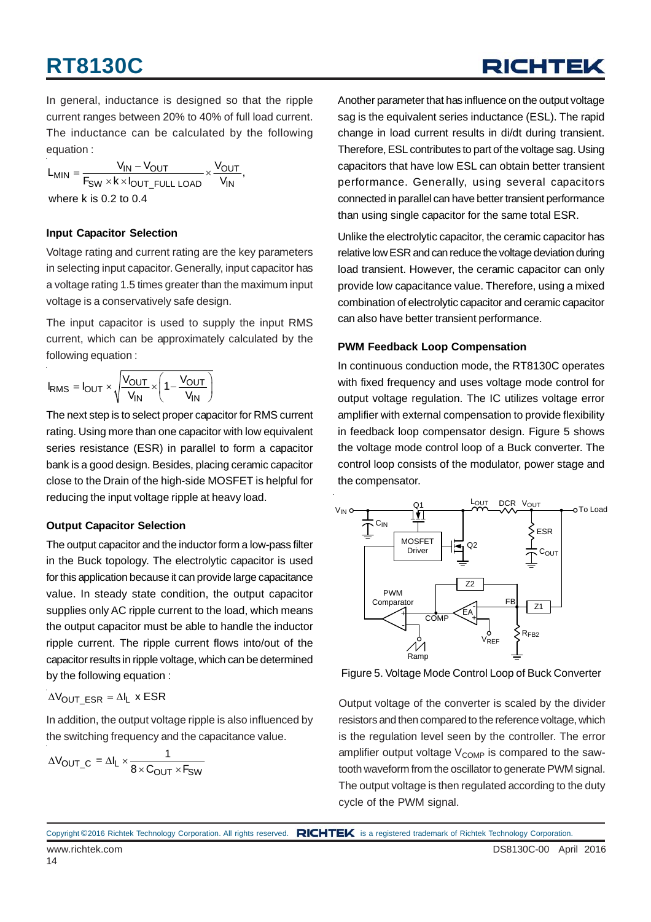In general, inductance is designed so that the ripple current ranges between 20% to 40% of full load current. The inductance can be calculated by the following equation :

$$L_{MIN} = \frac{V_{IN} - V_{OUT}}{F_{SW} \times k \times I_{OUT\_FULL\ LOAD}} \times \frac{V_{OUT}}{V_{IN}},$$

where k is 0.2 to 0.4

#### Input Capacitor Selection

Voltage rating and current rating are the key parameters in selecting input capacitor. Generally, input capacitor has a voltage rating 1.5 times greater than the maximum input voltage is a conservatively safe design.

The input capacitor is used to supply the input RMS current, which can be approximately calculated by the following equation :

$$I_{RMS} = I_{OUT} \times \sqrt{\frac{V_{OUT}}{V_{IN}} \times \left(1 - \frac{V_{OUT}}{V_{IN}}\right)}$$

The next step is to select proper capacitor for RMS current rating. Using more than one capacitor with low equivalent series resistance (ESR) in parallel to form a capacitor bank is a good design. Besides, placing ceramic capacitor close to the Drain of the high-side MOSFET is helpful for reducing the input voltage ripple at heavy load.

#### Output Capacitor Selection

The output capacitor and the inductor form a low-pass filter in the Buck topology. The electrolytic capacitor is used for this application because it can provide large capacitance value. In steady state condition, the output capacitor supplies only AC ripple current to the load, which means the output capacitor must be able to handle the inductor ripple current. The ripple current flows into/out of the capacitor results in ripple voltage, which can be determined by the following equation :

$$\Delta V_{OUT\_ESR} = \Delta I_L \text{ x ESR}$$

In addition, the output voltage ripple is also influenced by the switching frequency and the capacitance value.

$$\Delta V_{OUT\_C} = \Delta I_L \times \frac{1}{8 \times C_{OUT} \times F_{SW}}$$

Another parameter that has influence on the output voltage sag is the equivalent series inductance (ESL). The rapid change in load current results in di/dt during transient. Therefore, ESL contributes to part of the voltage sag. Using capacitors that have low ESL can obtain better transient performance. Generally, using several capacitors connected in parallel can have better transient performance than using single capacitor for the same total ESR.

Unlike the electrolytic capacitor, the ceramic capacitor has relative low ESR and can reduce the voltage deviation during load transient. However, the ceramic capacitor can only provide low capacitance value. Therefore, using a mixed combination of electrolytic capacitor and ceramic capacitor can also have better transient performance.

#### PWM Feedback Loop Compensation

In continuous conduction mode, the RT8130C operates with fixed frequency and uses voltage mode control for output voltage regulation. The IC utilizes voltage error amplifier with external compensation to provide flexibility in feedback loop compensator design. Figure 5 shows the voltage mode control loop of a Buck converter. The control loop consists of the modulator, power stage and the compensator.

Figure 5. Voltage Mode Control Loop of Buck Converter

Output voltage of the converter is scaled by the divider resistors and then compared to the reference voltage, which is the regulation level seen by the controller. The error amplifier output voltage $V_{COMP}$ is compared to the saw-tooth waveform from the oscillator to generate PWM signal. The output voltage is then regulated according to the duty cycle of the PWM signal.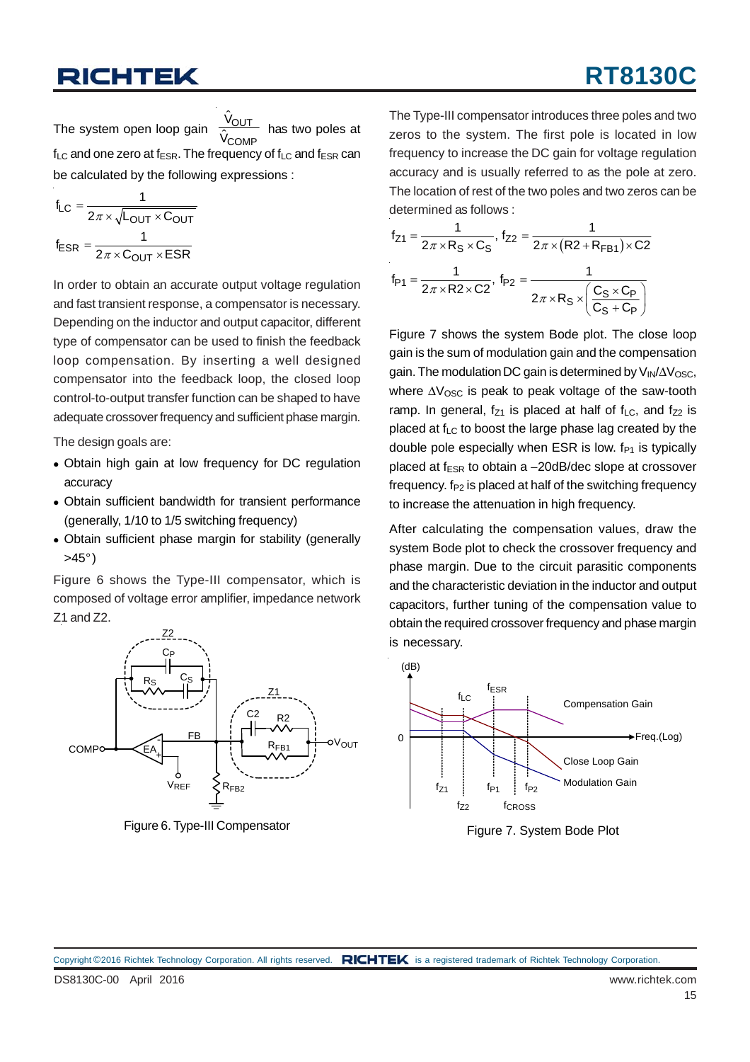The system open loop gain $\frac{\hat{V}_{OUT}}{\hat{V}_{COMP}}$ has two poles at $f_{LC}$ and one zero at $f_{ESR}$. The frequency of $f_{LC}$ and $f_{ESR}$ can be calculated by the following expressions :

$$f_{LC} = \frac{1}{2\pi \times \sqrt{L_{OUT} \times C_{OUT}}}$$

$$f_{ESR} = \frac{1}{2\pi \times C_{OUT} \times ESR}$$

In order to obtain an accurate output voltage regulation and fast transient response, a compensator is necessary. Depending on the inductor and output capacitor, different type of compensator can be used to finish the feedback loop compensation. By inserting a well designed compensator into the feedback loop, the closed loop control-to-output transfer function can be shaped to have adequate crossover frequency and sufficient phase margin.

The design goals are:

- Obtain high gain at low frequency for DC regulation accuracy
- Obtain sufficient bandwidth for transient performance (generally, 1/10 to 1/5 switching frequency)
- Obtain sufficient phase margin for stability (generally >45°)

Figure 6 shows the Type-III compensator, which is composed of voltage error amplifier, impedance network Z1 and Z2.

Figure 6. Type-III Compensator

The Type-III compensator introduces three poles and two zeros to the system. The first pole is located in low frequency to increase the DC gain for voltage regulation accuracy and is usually referred to as the pole at zero. The location of rest of the two poles and two zeros can be determined as follows :

$$f_{Z1} = \frac{1}{2\pi \times R_S \times C_S},\ f_{Z2} = \frac{1}{2\pi \times (R2 + R_{FB1}) \times C2}$$

$$f_{P1} = \frac{1}{2\pi \times R2 \times C2},\ f_{P2} = \frac{1}{2\pi \times R_S \times \left(\frac{C_S \times C_P}{C_S + C_P}\right)}$$

Figure 7 shows the system Bode plot. The close loop gain is the sum of modulation gain and the compensation gain. The modulation DC gain is determined by $V_{IN}/\Delta V_{OSC}$, where $\Delta V_{OSC}$ is peak to peak voltage of the saw-tooth ramp. In general, $f_{Z1}$ is placed at half of $f_{LC}$, and $f_{Z2}$ is placed at $f_{LC}$ to boost the large phase lag created by the double pole especially when ESR is low. $f_{P1}$ is typically placed at $f_{ESR}$ to obtain a –20dB/dec slope at crossover frequency. $f_{P2}$ is placed at half of the switching frequency to increase the attenuation in high frequency.

After calculating the compensation values, draw the system Bode plot to check the crossover frequency and phase margin. Due to the circuit parasitic components and the characteristic deviation in the inductor and output capacitors, further tuning of the compensation value to obtain the required crossover frequency and phase margin is necessary.

Figure 7. System Bode Plot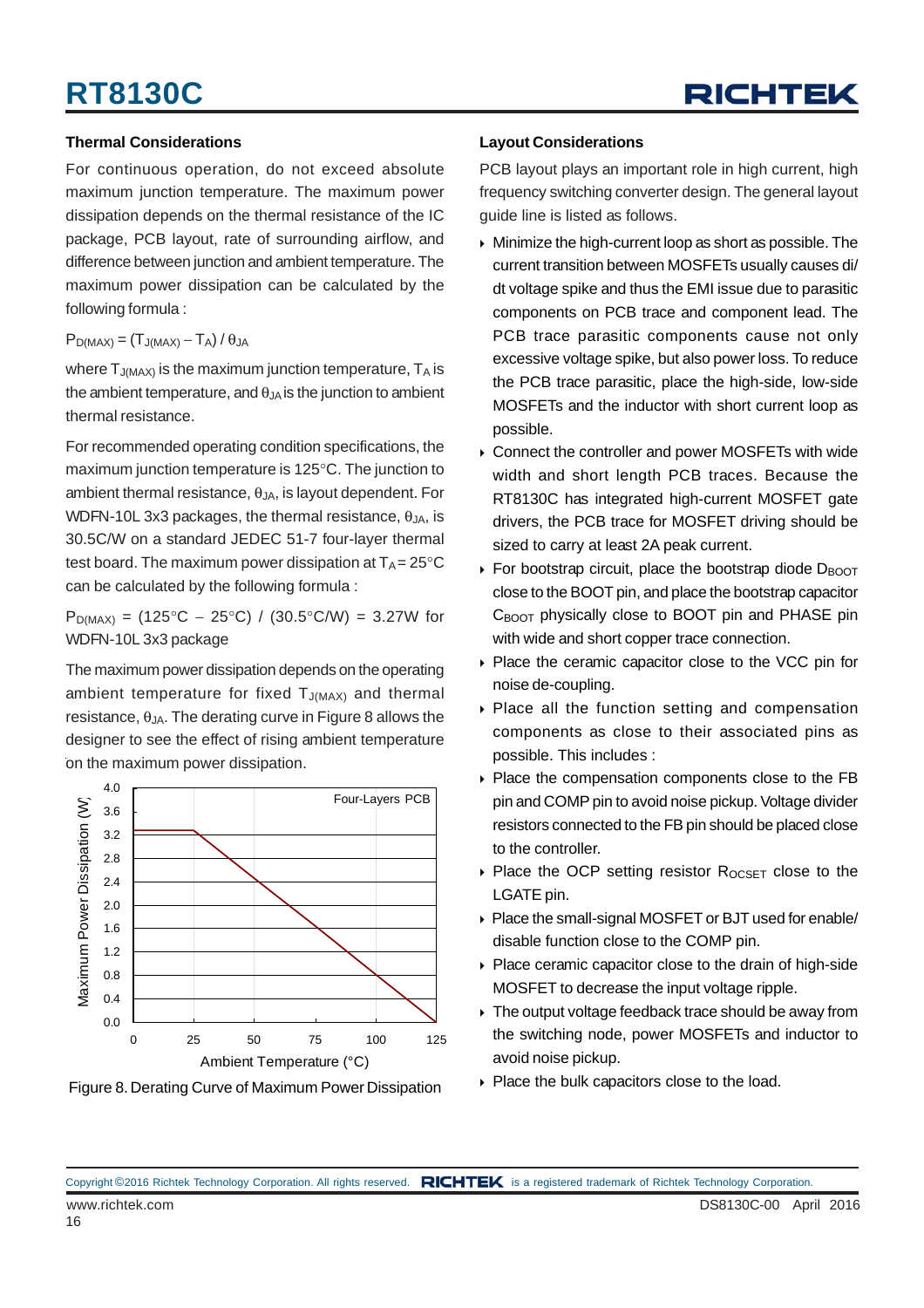### Thermal Considerations

For continuous operation, do not exceed absolute maximum junction temperature. The maximum power dissipation depends on the thermal resistance of the IC package, PCB layout, rate of surrounding airflow, and difference between junction and ambient temperature. The maximum power dissipation can be calculated by the following formula :

$P_{D(MAX)} = (T_{J(MAX)} - T_A) / \theta_{JA}$

where $T_{J(MAX)}$ is the maximum junction temperature, $T_A$ is the ambient temperature, and $\theta_{JA}$ is the junction to ambient thermal resistance.

For recommended operating condition specifications, the maximum junction temperature is 125°C. The junction to ambient thermal resistance, $\theta_{JA}$, is layout dependent. For WDFN-10L 3x3 packages, the thermal resistance, $\theta_{JA}$, is 30.5C/W on a standard JEDEC 51-7 four-layer thermal test board. The maximum power dissipation at $T_A = 25°C$ can be calculated by the following formula :

$P_{D(MAX)}$ = (125°C − 25°C) / (30.5°C/W) = 3.27W for WDFN-10L 3x3 package

The maximum power dissipation depends on the operating ambient temperature for fixed $T_{J(MAX)}$ and thermal resistance, $\theta_{JA}$. The derating curve in Figure 8 allows the designer to see the effect of rising ambient temperature on the maximum power dissipation.

Figure 8. Derating Curve of Maximum Power Dissipation

### Layout Considerations

PCB layout plays an important role in high current, high frequency switching converter design. The general layout guide line is listed as follows.

- Minimize the high-current loop as short as possible. The current transition between MOSFETs usually causes di/dt voltage spike and thus the EMI issue due to parasitic components on PCB trace and component lead. The PCB trace parasitic components cause not only excessive voltage spike, but also power loss. To reduce the PCB trace parasitic, place the high-side, low-side MOSFETs and the inductor with short current loop as possible.
- Connect the controller and power MOSFETs with wide width and short length PCB traces. Because the RT8130C has integrated high-current MOSFET gate drivers, the PCB trace for MOSFET driving should be sized to carry at least 2A peak current.
- For bootstrap circuit, place the bootstrap diode $D_{BOOT}$ close to the BOOT pin, and place the bootstrap capacitor $C_{BOOT}$ physically close to BOOT pin and PHASE pin with wide and short copper trace connection.
- Place the ceramic capacitor close to the VCC pin for noise de-coupling.
- Place all the function setting and compensation components as close to their associated pins as possible. This includes :
- Place the compensation components close to the FB pin and COMP pin to avoid noise pickup. Voltage divider resistors connected to the FB pin should be placed close to the controller.
- Place the OCP setting resistor $R_{OCSET}$ close to the LGATE pin.
- Place the small-signal MOSFET or BJT used for enable/disable function close to the COMP pin.
- Place ceramic capacitor close to the drain of high-side MOSFET to decrease the input voltage ripple.
- The output voltage feedback trace should be away from the switching node, power MOSFETs and inductor to avoid noise pickup.
- Place the bulk capacitors close to the load.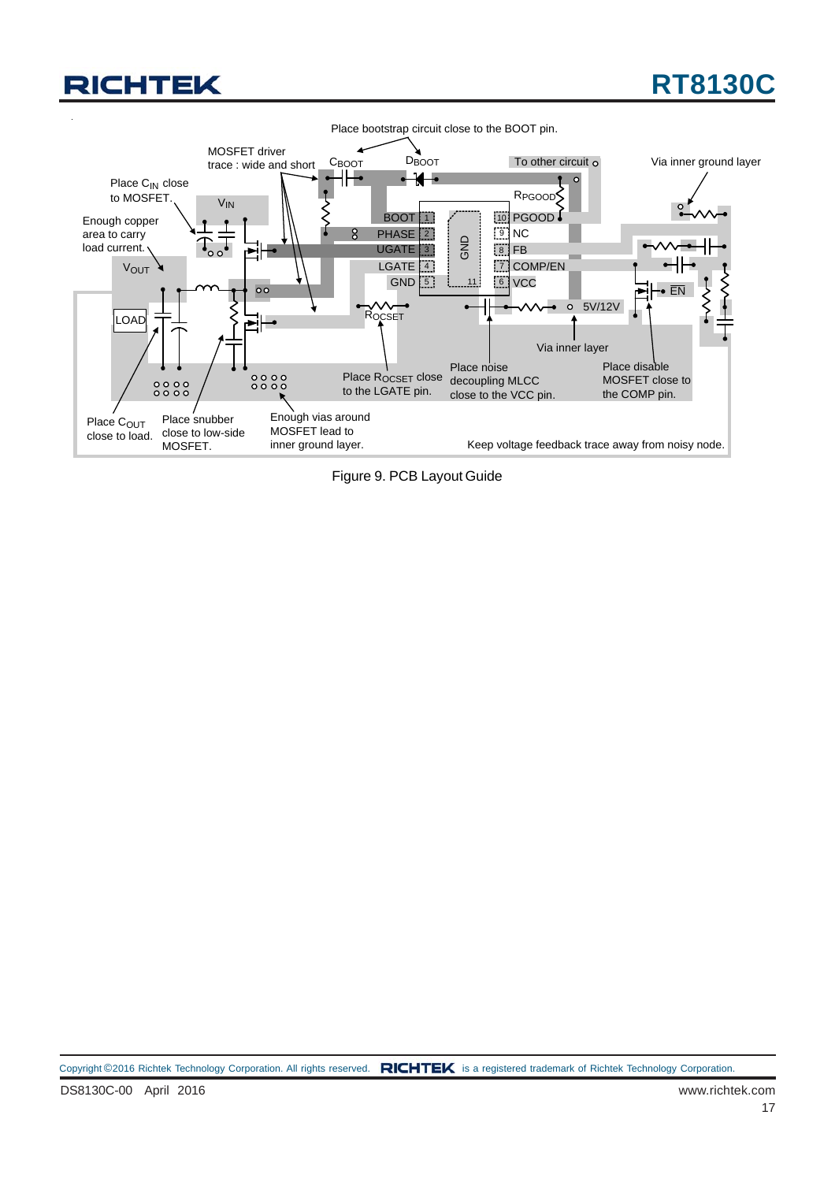Place bootstrap circuit close to the BOOT pin.

MOSFET driver trace : wide and short

$C_{BOOT}$

$D_{BOOT}$

To other circuit

Via inner ground layer

Place $C_{IN}$ close to MOSFET.

$V_{IN}$

$R_{PGOOD}$

Enough copper area to carry load current.

BOOT 1

PHASE 2

UGATE 3

LGATE 4

GND 5

GND 11

10 PGOOD

9 NC

8 FB

7 COMP/EN

6 VCC

$V_{OUT}$

$\overline{EN}$

LOAD

$R_{OCSET}$

5V/12V

Via inner layer

Place $R_{OCSET}$ close to the LGATE pin.

Place noise decoupling MLCC close to the VCC pin.

Place disable MOSFET close to the COMP pin.

Place $C_{OUT}$ close to load.

Place snubber close to low-side MOSFET.

Enough vias around MOSFET lead to inner ground layer.

Keep voltage feedback trace away from noisy node.

Figure 9. PCB Layout Guide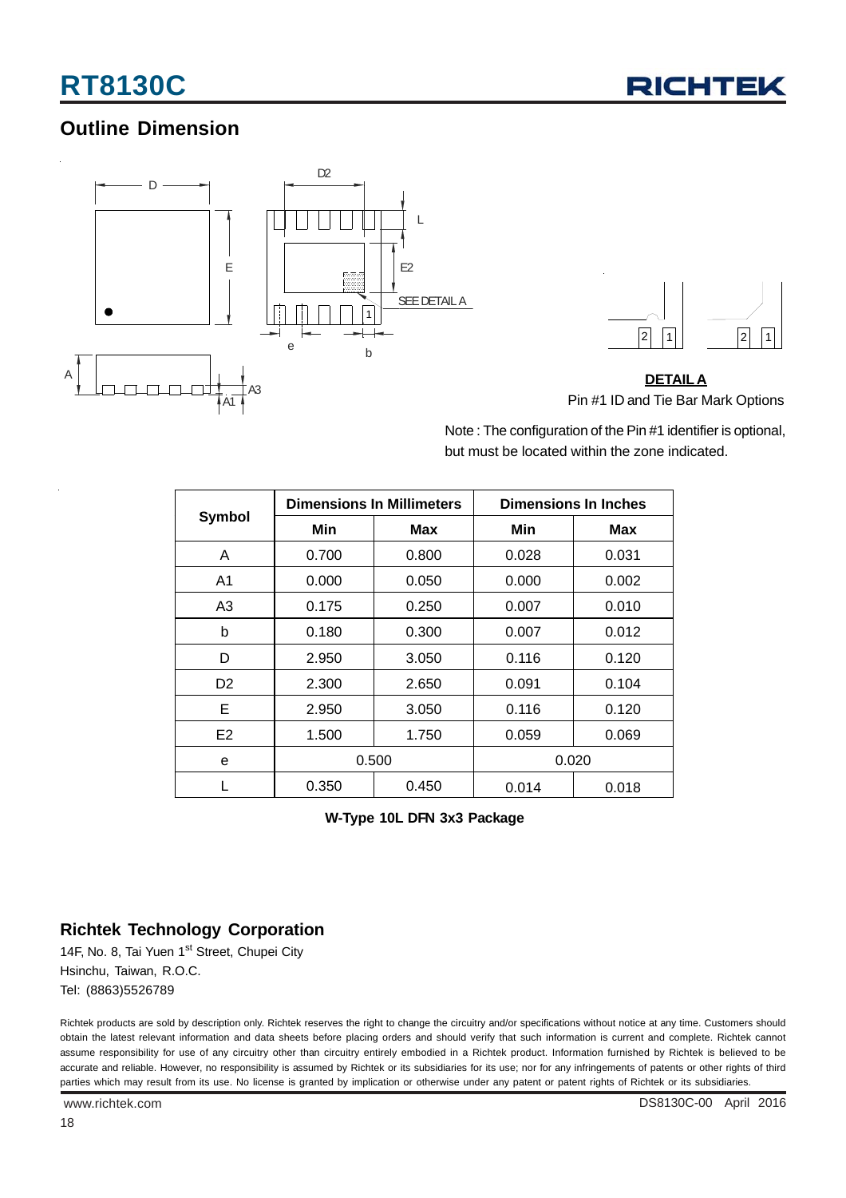## Outline Dimension

D

D2

E

L

E2

SEE DETAIL A

1

e

b

A

A1

A3

2 1

2 1

**DETAIL A**

Pin #1 ID and Tie Bar Mark Options

Note : The configuration of the Pin #1 identifier is optional, but must be located within the zone indicated.

| Symbol | Dimensions In Millimeters | | Dimensions In Inches | |
|---|---|---|---|---|
| | Min | Max | Min | Max |
| A | 0.700 | 0.800 | 0.028 | 0.031 |
| A1 | 0.000 | 0.050 | 0.000 | 0.002 |
| A3 | 0.175 | 0.250 | 0.007 | 0.010 |
| b | 0.180 | 0.300 | 0.007 | 0.012 |
| D | 2.950 | 3.050 | 0.116 | 0.120 |
| D2 | 2.300 | 2.650 | 0.091 | 0.104 |
| E | 2.950 | 3.050 | 0.116 | 0.120 |
| E2 | 1.500 | 1.750 | 0.059 | 0.069 |
| e | 0.500 | | 0.020 | |
| L | 0.350 | 0.450 | 0.014 | 0.018 |

**W-Type 10L DFN 3x3 Package**

**Richtek Technology Corporation**

14F, No. 8, Tai Yuen 1st Street, Chupei City

Hsinchu, Taiwan, R.O.C.

Tel: (8863)5526789

Richtek products are sold by description only. Richtek reserves the right to change the circuitry and/or specifications without notice at any time. Customers should obtain the latest relevant information and data sheets before placing orders and should verify that such information is current and complete. Richtek cannot assume responsibility for use of any circuitry other than circuitry entirely embodied in a Richtek product. Information furnished by Richtek is believed to be accurate and reliable. However, no responsibility is assumed by Richtek or its subsidiaries for its use; nor for any infringements of patents or other rights of third parties which may result from its use. No license is granted by implication or otherwise under any patent or patent rights of Richtek or its subsidiaries.